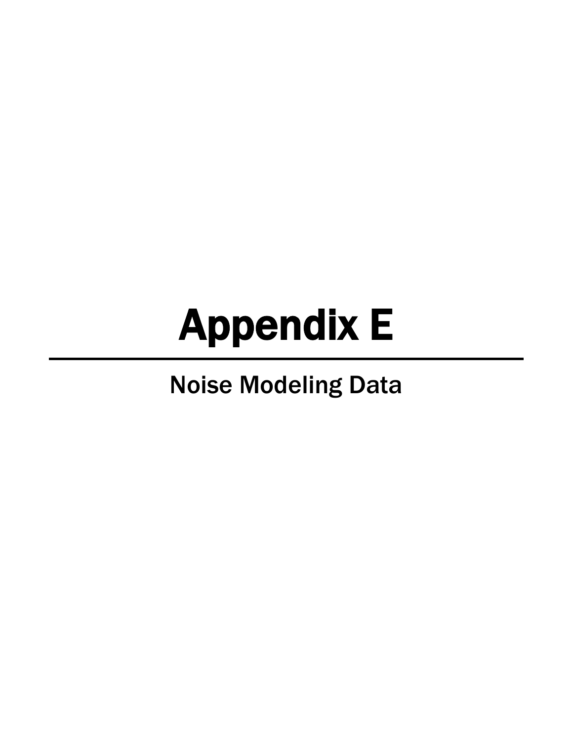# Appendix E

---

## Noise Modeling Data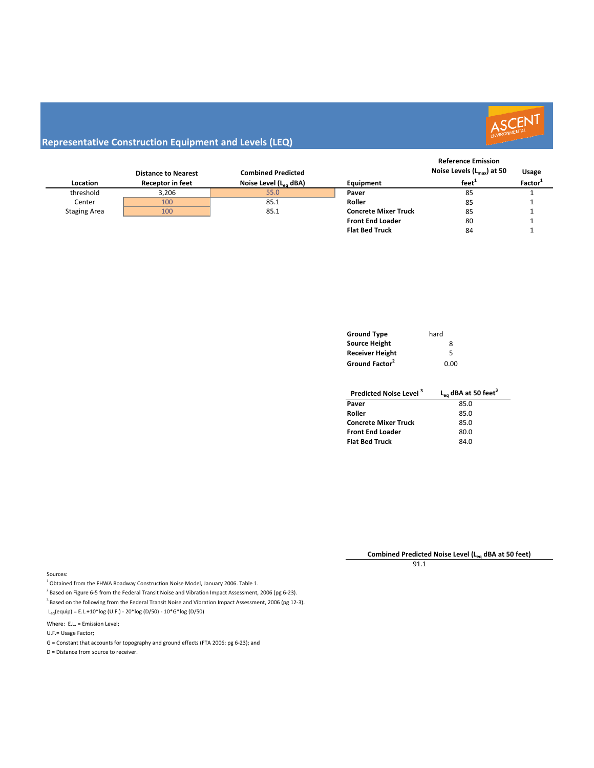## Representative Construction Equipment and Levels (LEQ)

ASCENT ENVIRONMENTAL

| Location | Distance to Nearest Receptor in feet | Combined Predicted Noise Level ($L_{eq}$ dBA) |
|---|---|---|
| threshold | 3,206 | 55.0 |
| Center | 100 | 85.1 |
| Staging Area | 100 | 85.1 |

| Equipment | Reference Emission Noise Levels ($L_{max}$) at 50 feet[1] | Usage Factor[1] |
|---|---|---|
| **Paver** | 85 | 1 |
| **Roller** | 85 | 1 |
| **Concrete Mixer Truck** | 85 | 1 |
| **Front End Loader** | 80 | 1 |
| **Flat Bed Truck** | 84 | 1 |

| | |
|---|---|
| **Ground Type** | hard |
| **Source Height** | 8 |
| **Receiver Height** | 5 |
| **Ground Factor**[2] | 0.00 |

| Predicted Noise Level [3] | $L_{eq}$ dBA at 50 feet[3] |
|---|---|
| **Paver** | 85.0 |
| **Roller** | 85.0 |
| **Concrete Mixer Truck** | 85.0 |
| **Front End Loader** | 80.0 |
| **Flat Bed Truck** | 84.0 |

| Combined Predicted Noise Level ($L_{eq}$ dBA at 50 feet) |
|---|
| 91.1 |

Sources:

[1] Obtained from the FHWA Roadway Construction Noise Model, January 2006. Table 1.

[2] Based on Figure 6-5 from the Federal Transit Noise and Vibration Impact Assessment, 2006 (pg 6-23).

[3] Based on the following from the Federal Transit Noise and Vibration Impact Assessment, 2006 (pg 12-3).

$L_{eq}(equip) = E.L.+10*\log(U.F.) - 20*\log(D/50) - 10*G*\log(D/50)$

Where: E.L. = Emission Level;

U.F.= Usage Factor;

G = Constant that accounts for topography and ground effects (FTA 2006: pg 6-23); and

D = Distance from source to receiver.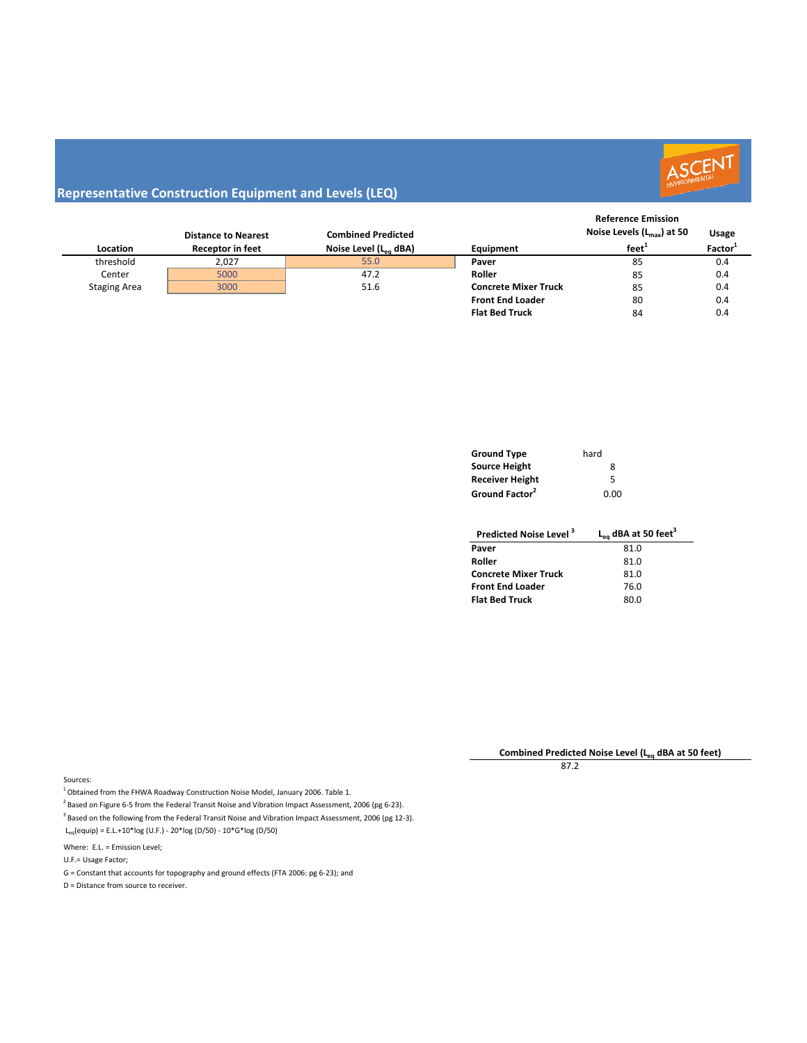## Representative Construction Equipment and Levels (LEQ)

| Location | Distance to Nearest Receptor in feet | Combined Predicted Noise Level ($L_{eq}$ dBA) |
|---|---|---|
| threshold | 2,027 | 55.0 |
| Center | 5000 | 47.2 |
| Staging Area | 3000 | 51.6 |

| Equipment | Reference Emission Noise Levels ($L_{max}$) at 50 feet[1] | Usage Factor[1] |
|---|---|---|
| **Paver** | 85 | 0.4 |
| **Roller** | 85 | 0.4 |
| **Concrete Mixer Truck** | 85 | 0.4 |
| **Front End Loader** | 80 | 0.4 |
| **Flat Bed Truck** | 84 | 0.4 |

| | |
|---|---|
| **Ground Type** | hard |
| **Source Height** | 8 |
| **Receiver Height** | 5 |
| **Ground Factor**[2] | 0.00 |

| Predicted Noise Level[3] | $L_{eq}$ dBA at 50 feet[3] |
|---|---|
| **Paver** | 81.0 |
| **Roller** | 81.0 |
| **Concrete Mixer Truck** | 81.0 |
| **Front End Loader** | 76.0 |
| **Flat Bed Truck** | 80.0 |

| Combined Predicted Noise Level ($L_{eq}$ dBA at 50 feet) |
|---|
| 87.2 |

Sources:

[1] Obtained from the FHWA Roadway Construction Noise Model, January 2006. Table 1.

[2] Based on Figure 6-5 from the Federal Transit Noise and Vibration Impact Assessment, 2006 (pg 6-23).

[3] Based on the following from the Federal Transit Noise and Vibration Impact Assessment, 2006 (pg 12-3).

$L_{eq}(equip) = E.L. + 10*\log(U.F.) - 20*\log(D/50) - 10*G*\log(D/50)$

Where: E.L. = Emission Level;

U.F.= Usage Factor;

G = Constant that accounts for topography and ground effects (FTA 2006: pg 6-23); and

D = Distance from source to receiver.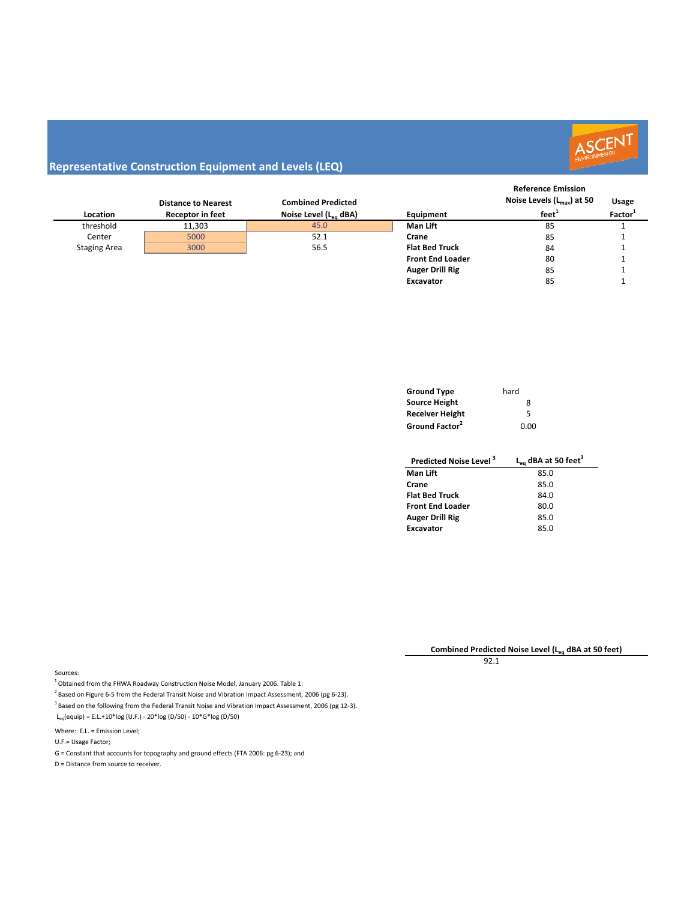## Representative Construction Equipment and Levels (LEQ)

ASCENT ENVIRONMENTAL

| Location | Distance to Nearest Receptor in feet | Combined Predicted Noise Level ($L_{eq}$ dBA) |
|---|---|---|
| threshold | 11,303 | 45.0 |
| Center | 5000 | 52.1 |
| Staging Area | 3000 | 56.5 |

| Equipment | Reference Emission Noise Levels ($L_{max}$) at 50 feet[1] | Usage Factor[1] |
|---|---|---|
| **Man Lift** | 85 | 1 |
| **Crane** | 85 | 1 |
| **Flat Bed Truck** | 84 | 1 |
| **Front End Loader** | 80 | 1 |
| **Auger Drill Rig** | 85 | 1 |
| **Excavator** | 85 | 1 |

| | |
|---|---|
| **Ground Type** | hard |
| **Source Height** | 8 |
| **Receiver Height** | 5 |
| **Ground Factor**[2] | 0.00 |

| Predicted Noise Level [3] | $L_{eq}$ dBA at 50 feet[3] |
|---|---|
| **Man Lift** | 85.0 |
| **Crane** | 85.0 |
| **Flat Bed Truck** | 84.0 |
| **Front End Loader** | 80.0 |
| **Auger Drill Rig** | 85.0 |
| **Excavator** | 85.0 |

| Combined Predicted Noise Level ($L_{eq}$ dBA at 50 feet) |
|---|
| 92.1 |

Sources:

[1] Obtained from the FHWA Roadway Construction Noise Model, January 2006. Table 1.

[2] Based on Figure 6-5 from the Federal Transit Noise and Vibration Impact Assessment, 2006 (pg 6-23).

[3] Based on the following from the Federal Transit Noise and Vibration Impact Assessment, 2006 (pg 12-3).

$L_{eq}(\text{equip}) = \text{E.L.} + 10*\log(\text{U.F.}) - 20*\log(D/50) - 10*G*\log(D/50)$

Where: E.L. = Emission Level;

U.F.= Usage Factor;

G = Constant that accounts for topography and ground effects (FTA 2006: pg 6-23); and

D = Distance from source to receiver.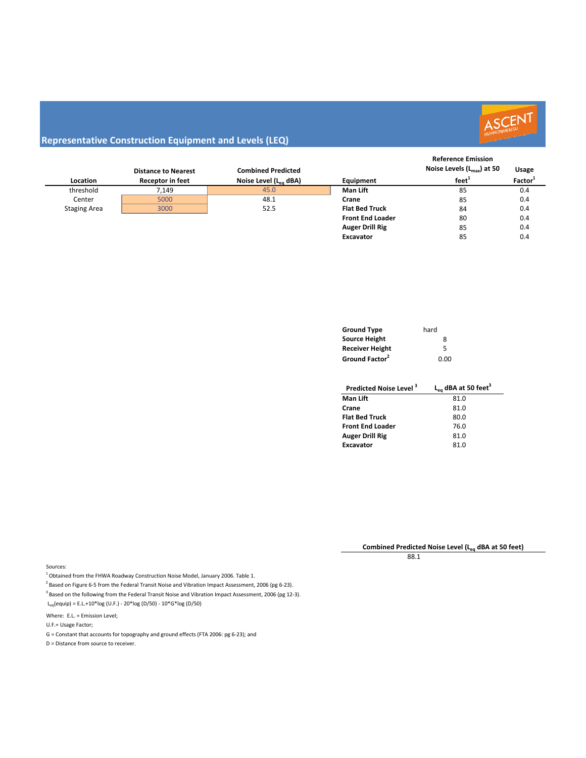## Representative Construction Equipment and Levels (LEQ)

| Location | Distance to Nearest Receptor in feet | Combined Predicted Noise Level ($L_{eq}$ dBA) |
|---|---|---|
| threshold | 7,149 | 45.0 |
| Center | 5000 | 48.1 |
| Staging Area | 3000 | 52.5 |

| Equipment | Reference Emission Noise Levels ($L_{max}$) at 50 feet[1] | Usage Factor[1] |
|---|---|---|
| **Man Lift** | 85 | 0.4 |
| **Crane** | 85 | 0.4 |
| **Flat Bed Truck** | 84 | 0.4 |
| **Front End Loader** | 80 | 0.4 |
| **Auger Drill Rig** | 85 | 0.4 |
| **Excavator** | 85 | 0.4 |

| | |
|---|---|
| **Ground Type** | hard |
| **Source Height** | 8 |
| **Receiver Height** | 5 |
| **Ground Factor**[2] | 0.00 |

| Predicted Noise Level [3] | $L_{eq}$ dBA at 50 feet[3] |
|---|---|
| **Man Lift** | 81.0 |
| **Crane** | 81.0 |
| **Flat Bed Truck** | 80.0 |
| **Front End Loader** | 76.0 |
| **Auger Drill Rig** | 81.0 |
| **Excavator** | 81.0 |

| Combined Predicted Noise Level ($L_{eq}$ dBA at 50 feet) |
|---|
| 88.1 |

Sources:

[1] Obtained from the FHWA Roadway Construction Noise Model, January 2006. Table 1.

[2] Based on Figure 6-5 from the Federal Transit Noise and Vibration Impact Assessment, 2006 (pg 6-23).

[3] Based on the following from the Federal Transit Noise and Vibration Impact Assessment, 2006 (pg 12-3).

$L_{eq}(equip) = E.L. + 10*\log(U.F.) - 20*\log(D/50) - 10*G*\log(D/50)$

Where: E.L. = Emission Level;

U.F.= Usage Factor;

G = Constant that accounts for topography and ground effects (FTA 2006: pg 6-23); and

D = Distance from source to receiver.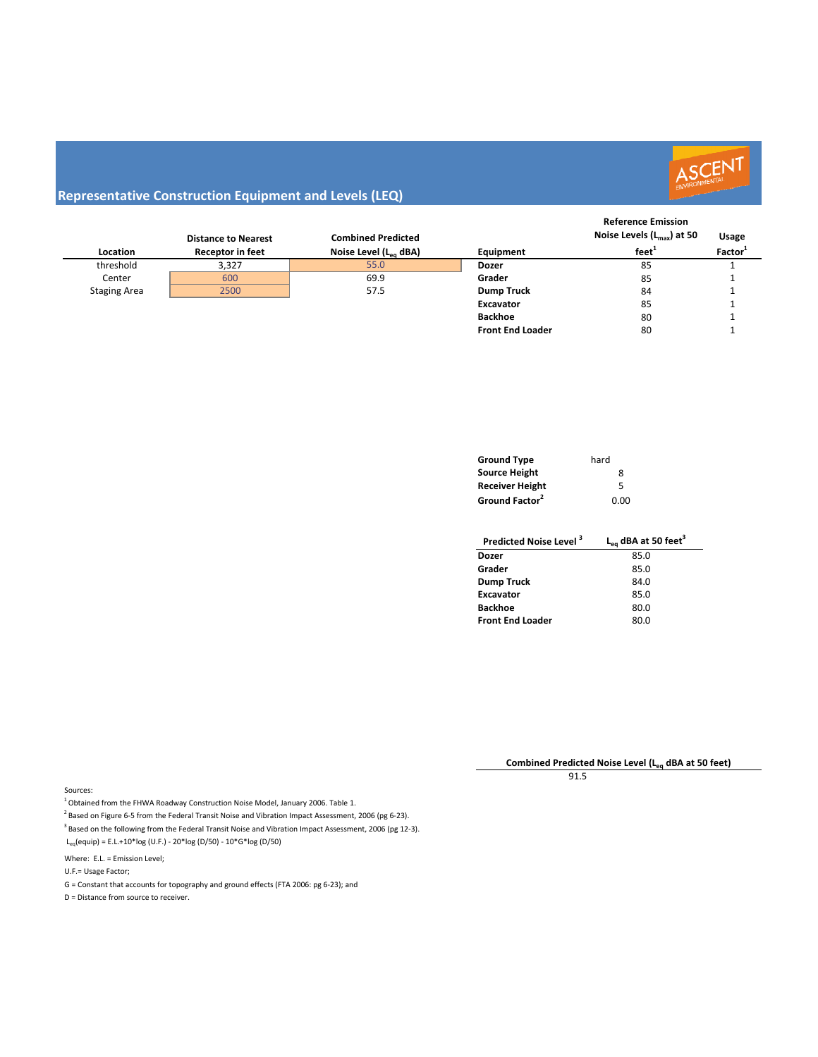## Representative Construction Equipment and Levels (LEQ)

| Location | Distance to Nearest Receptor in feet | Combined Predicted Noise Level ($L_{eq}$ dBA) |
|---|---|---|
| threshold | 3,327 | 55.0 |
| Center | 600 | 69.9 |
| Staging Area | 2500 | 57.5 |

| Equipment | Reference Emission Noise Levels ($L_{max}$) at 50 feet[1] | Usage Factor[1] |
|---|---|---|
| **Dozer** | 85 | 1 |
| **Grader** | 85 | 1 |
| **Dump Truck** | 84 | 1 |
| **Excavator** | 85 | 1 |
| **Backhoe** | 80 | 1 |
| **Front End Loader** | 80 | 1 |

| | |
|---|---|
| **Ground Type** | hard |
| **Source Height** | 8 |
| **Receiver Height** | 5 |
| **Ground Factor**[2] | 0.00 |

| Predicted Noise Level [3] | $L_{eq}$ dBA at 50 feet[3] |
|---|---|
| **Dozer** | 85.0 |
| **Grader** | 85.0 |
| **Dump Truck** | 84.0 |
| **Excavator** | 85.0 |
| **Backhoe** | 80.0 |
| **Front End Loader** | 80.0 |

**Combined Predicted Noise Level ($L_{eq}$ dBA at 50 feet)**

91.5

Sources:

[1] Obtained from the FHWA Roadway Construction Noise Model, January 2006. Table 1.

[2] Based on Figure 6-5 from the Federal Transit Noise and Vibration Impact Assessment, 2006 (pg 6-23).

[3] Based on the following from the Federal Transit Noise and Vibration Impact Assessment, 2006 (pg 12-3).

$L_{eq}(\text{equip}) = \text{E.L.} + 10*\log(\text{U.F.}) - 20*\log(D/50) - 10*G*\log(D/50)$

Where: E.L. = Emission Level;

U.F.= Usage Factor;

G = Constant that accounts for topography and ground effects (FTA 2006: pg 6-23); and

D = Distance from source to receiver.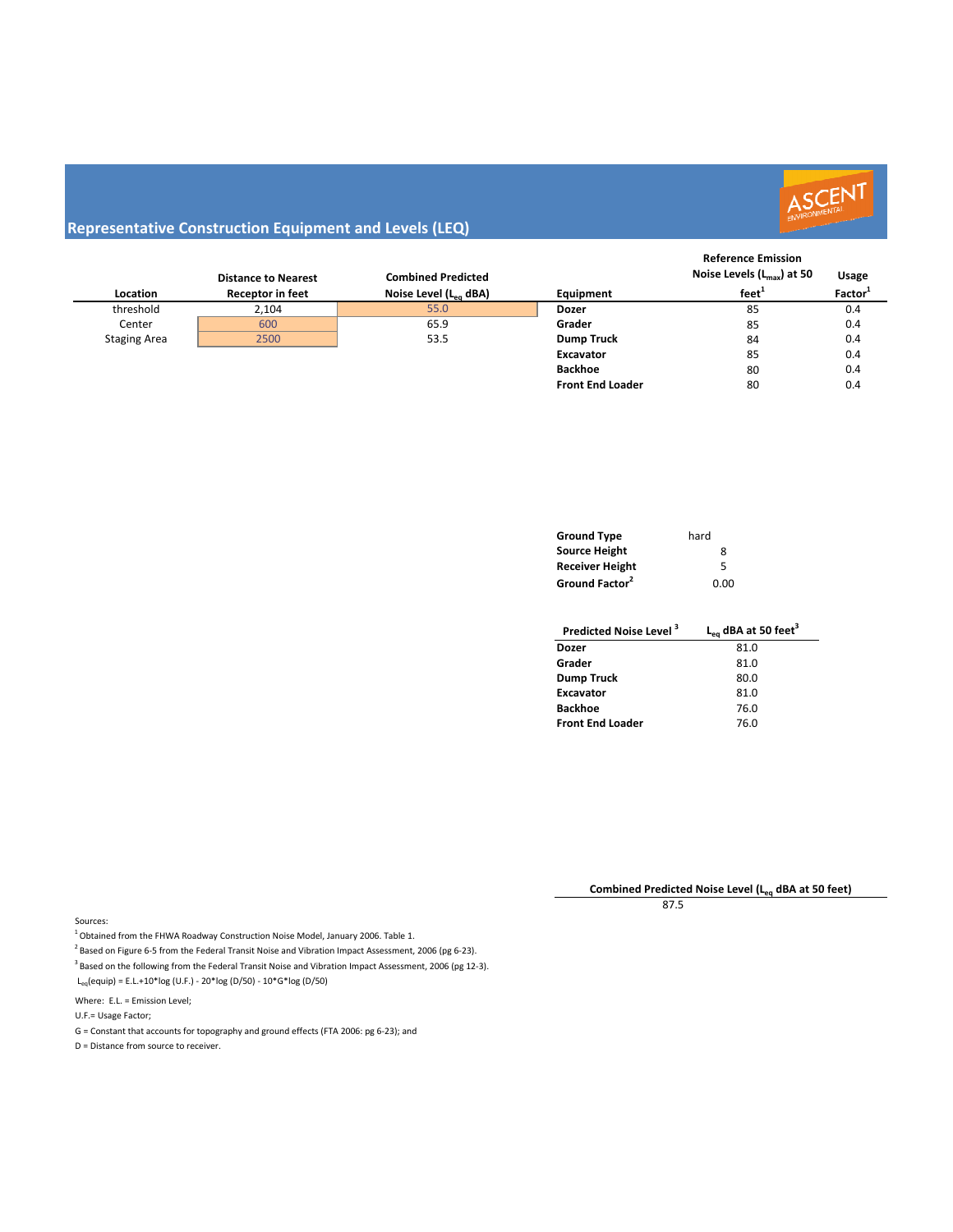## Representative Construction Equipment and Levels (LEQ)

| Location | Distance to Nearest Receptor in feet | Combined Predicted Noise Level ($L_{eq}$ dBA) |
|---|---|---|
| threshold | 2,104 | 55.0 |
| Center | 600 | 65.9 |
| Staging Area | 2500 | 53.5 |

| Equipment | Reference Emission Noise Levels ($L_{max}$) at 50 feet[1] | Usage Factor[1] |
|---|---|---|
| **Dozer** | 85 | 0.4 |
| **Grader** | 85 | 0.4 |
| **Dump Truck** | 84 | 0.4 |
| **Excavator** | 85 | 0.4 |
| **Backhoe** | 80 | 0.4 |
| **Front End Loader** | 80 | 0.4 |

| | |
|---|---|
| **Ground Type** | hard |
| **Source Height** | 8 |
| **Receiver Height** | 5 |
| **Ground Factor**[2] | 0.00 |

| Predicted Noise Level [3] | $L_{eq}$ dBA at 50 feet[3] |
|---|---|
| **Dozer** | 81.0 |
| **Grader** | 81.0 |
| **Dump Truck** | 80.0 |
| **Excavator** | 81.0 |
| **Backhoe** | 76.0 |
| **Front End Loader** | 76.0 |

| Combined Predicted Noise Level ($L_{eq}$ dBA at 50 feet) |
|---|
| 87.5 |

Sources:

[1] Obtained from the FHWA Roadway Construction Noise Model, January 2006. Table 1.

[2] Based on Figure 6-5 from the Federal Transit Noise and Vibration Impact Assessment, 2006 (pg 6-23).

[3] Based on the following from the Federal Transit Noise and Vibration Impact Assessment, 2006 (pg 12-3).

$L_{eq}(equip) = E.L. + 10*\log(U.F.) - 20*\log(D/50) - 10*G*\log(D/50)$

Where: E.L. = Emission Level;

U.F.= Usage Factor;

G = Constant that accounts for topography and ground effects (FTA 2006: pg 6-23); and

D = Distance from source to receiver.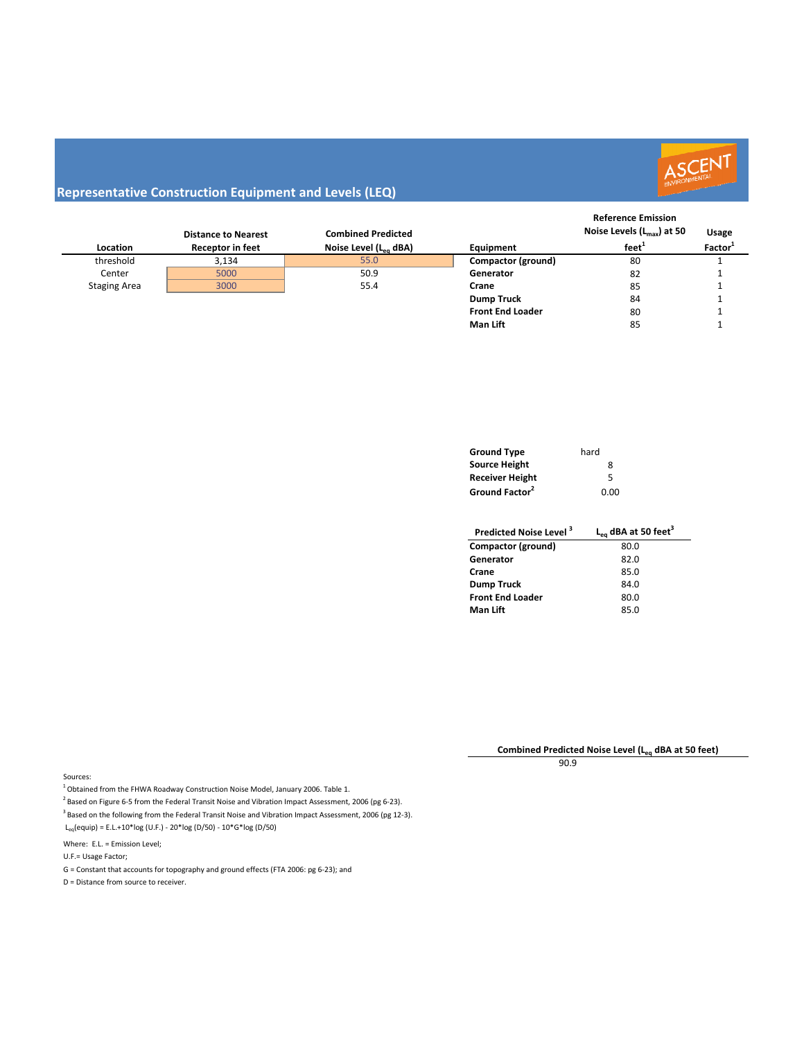## Representative Construction Equipment and Levels (LEQ)

| Location | Distance to Nearest Receptor in feet | Combined Predicted Noise Level ($L_{eq}$ dBA) |
|---|---|---|
| threshold | 3,134 | 55.0 |
| Center | 5000 | 50.9 |
| Staging Area | 3000 | 55.4 |

| Equipment | Reference Emission Noise Levels ($L_{max}$) at 50 feet[1] | Usage Factor[1] |
|---|---|---|
| **Compactor (ground)** | 80 | 1 |
| **Generator** | 82 | 1 |
| **Crane** | 85 | 1 |
| **Dump Truck** | 84 | 1 |
| **Front End Loader** | 80 | 1 |
| **Man Lift** | 85 | 1 |

| | |
|---|---|
| **Ground Type** | hard |
| **Source Height** | 8 |
| **Receiver Height** | 5 |
| **Ground Factor**[2] | 0.00 |

| Predicted Noise Level [3] | $L_{eq}$ dBA at 50 feet[3] |
|---|---|
| **Compactor (ground)** | 80.0 |
| **Generator** | 82.0 |
| **Crane** | 85.0 |
| **Dump Truck** | 84.0 |
| **Front End Loader** | 80.0 |
| **Man Lift** | 85.0 |

| Combined Predicted Noise Level ($L_{eq}$ dBA at 50 feet) |
|---|
| 90.9 |

Sources:

[1] Obtained from the FHWA Roadway Construction Noise Model, January 2006. Table 1.

[2] Based on Figure 6-5 from the Federal Transit Noise and Vibration Impact Assessment, 2006 (pg 6-23).

[3] Based on the following from the Federal Transit Noise and Vibration Impact Assessment, 2006 (pg 12-3).

$L_{eq}(\text{equip}) = \text{E.L.} + 10\log(\text{U.F.}) - 20\log(D/50) - 10 G \log(D/50)$

Where: E.L. = Emission Level;

U.F.= Usage Factor;

G = Constant that accounts for topography and ground effects (FTA 2006: pg 6-23); and

D = Distance from source to receiver.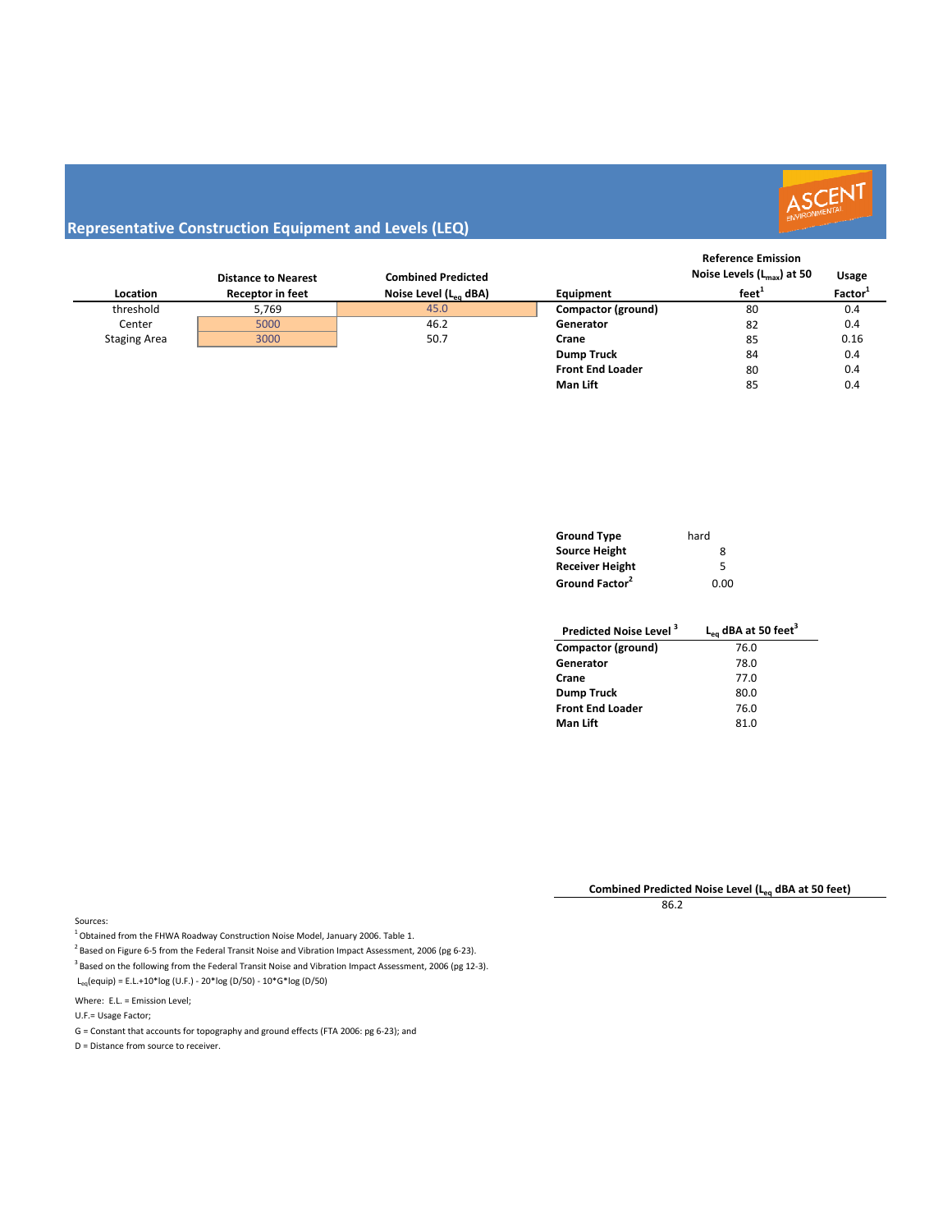## Representative Construction Equipment and Levels (LEQ)

| Location | Distance to Nearest Receptor in feet | Combined Predicted Noise Level ($L_{eq}$ dBA) |
|---|---|---|
| threshold | 5,769 | 45.0 |
| Center | 5000 | 46.2 |
| Staging Area | 3000 | 50.7 |

| Equipment | Reference Emission Noise Levels ($L_{max}$) at 50 feet[1] | Usage Factor[1] |
|---|---|---|
| **Compactor (ground)** | 80 | 0.4 |
| **Generator** | 82 | 0.4 |
| **Crane** | 85 | 0.16 |
| **Dump Truck** | 84 | 0.4 |
| **Front End Loader** | 80 | 0.4 |
| **Man Lift** | 85 | 0.4 |

| | |
|---|---|
| **Ground Type** | hard |
| **Source Height** | 8 |
| **Receiver Height** | 5 |
| **Ground Factor**[2] | 0.00 |

| Predicted Noise Level [3] | $L_{eq}$ dBA at 50 feet[3] |
|---|---|
| **Compactor (ground)** | 76.0 |
| **Generator** | 78.0 |
| **Crane** | 77.0 |
| **Dump Truck** | 80.0 |
| **Front End Loader** | 76.0 |
| **Man Lift** | 81.0 |

| Combined Predicted Noise Level ($L_{eq}$ dBA at 50 feet) |
|---|
| 86.2 |

Sources:

[1] Obtained from the FHWA Roadway Construction Noise Model, January 2006. Table 1.

[2] Based on Figure 6-5 from the Federal Transit Noise and Vibration Impact Assessment, 2006 (pg 6-23).

[3] Based on the following from the Federal Transit Noise and Vibration Impact Assessment, 2006 (pg 12-3).

$L_{eq}(equip) = E.L. + 10*\log(U.F.) - 20*\log(D/50) - 10*G*\log(D/50)$

Where: E.L. = Emission Level;

U.F.= Usage Factor;

G = Constant that accounts for topography and ground effects (FTA 2006: pg 6-23); and

D = Distance from source to receiver.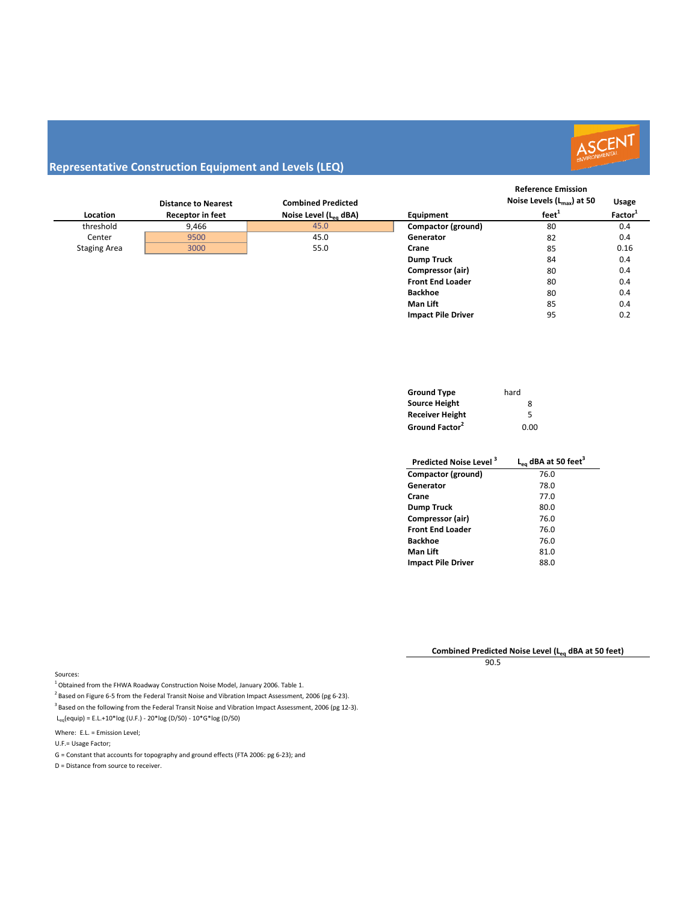## Representative Construction Equipment and Levels (LEQ)

| Location | Distance to Nearest Receptor in feet | Combined Predicted Noise Level ($L_{eq}$ dBA) |
|---|---|---|
| threshold | 9,466 | 45.0 |
| Center | 9500 | 45.0 |
| Staging Area | 3000 | 55.0 |

| Equipment | Reference Emission Noise Levels ($L_{max}$) at 50 feet[1] | Usage Factor[1] |
|---|---|---|
| **Compactor (ground)** | 80 | 0.4 |
| **Generator** | 82 | 0.4 |
| **Crane** | 85 | 0.16 |
| **Dump Truck** | 84 | 0.4 |
| **Compressor (air)** | 80 | 0.4 |
| **Front End Loader** | 80 | 0.4 |
| **Backhoe** | 80 | 0.4 |
| **Man Lift** | 85 | 0.4 |
| **Impact Pile Driver** | 95 | 0.2 |

| | |
|---|---|
| **Ground Type** | hard |
| **Source Height** | 8 |
| **Receiver Height** | 5 |
| **Ground Factor**[2] | 0.00 |

| Predicted Noise Level[3] | $L_{eq}$ dBA at 50 feet[3] |
|---|---|
| **Compactor (ground)** | 76.0 |
| **Generator** | 78.0 |
| **Crane** | 77.0 |
| **Dump Truck** | 80.0 |
| **Compressor (air)** | 76.0 |
| **Front End Loader** | 76.0 |
| **Backhoe** | 76.0 |
| **Man Lift** | 81.0 |
| **Impact Pile Driver** | 88.0 |

| Combined Predicted Noise Level ($L_{eq}$ dBA at 50 feet) |
|---|
| 90.5 |

Sources:

[1] Obtained from the FHWA Roadway Construction Noise Model, January 2006. Table 1.

[2] Based on Figure 6-5 from the Federal Transit Noise and Vibration Impact Assessment, 2006 (pg 6-23).

[3] Based on the following from the Federal Transit Noise and Vibration Impact Assessment, 2006 (pg 12-3).

$L_{eq}(equip) = E.L. + 10*\log(U.F.) - 20*\log(D/50) - 10*G*\log(D/50)$

Where: E.L. = Emission Level;

U.F.= Usage Factor;

G = Constant that accounts for topography and ground effects (FTA 2006: pg 6-23); and

D = Distance from source to receiver.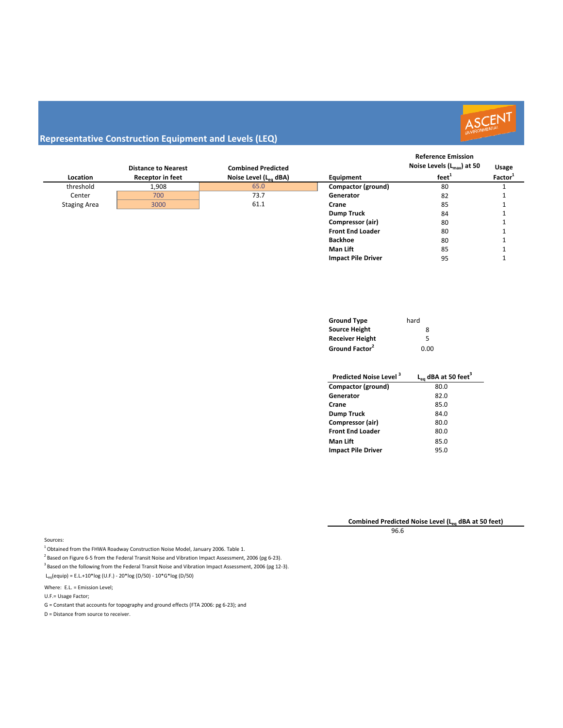## Representative Construction Equipment and Levels (LEQ)

ASCENT ENVIRONMENTAL

| Location | Distance to Nearest Receptor in feet | Combined Predicted Noise Level ($L_{eq}$ dBA) |
|---|---|---|
| threshold | 1,908 | 65.0 |
| Center | 700 | 73.7 |
| Staging Area | 3000 | 61.1 |

| Equipment | Reference Emission Noise Levels ($L_{max}$) at 50 feet[1] | Usage Factor[1] |
|---|---|---|
| Compactor (ground) | 80 | 1 |
| Generator | 82 | 1 |
| Crane | 85 | 1 |
| Dump Truck | 84 | 1 |
| Compressor (air) | 80 | 1 |
| Front End Loader | 80 | 1 |
| Backhoe | 80 | 1 |
| Man Lift | 85 | 1 |
| Impact Pile Driver | 95 | 1 |

| | |
|---|---|
| **Ground Type** | hard |
| **Source Height** | 8 |
| **Receiver Height** | 5 |
| **Ground Factor**[2] | 0.00 |

| Predicted Noise Level [3] | $L_{eq}$ dBA at 50 feet[3] |
|---|---|
| Compactor (ground) | 80.0 |
| Generator | 82.0 |
| Crane | 85.0 |
| Dump Truck | 84.0 |
| Compressor (air) | 80.0 |
| Front End Loader | 80.0 |
| Man Lift | 85.0 |
| Impact Pile Driver | 95.0 |

| Combined Predicted Noise Level ($L_{eq}$ dBA at 50 feet) |
|---|
| 96.6 |

Sources:

[1] Obtained from the FHWA Roadway Construction Noise Model, January 2006. Table 1.

[2] Based on Figure 6-5 from the Federal Transit Noise and Vibration Impact Assessment, 2006 (pg 6-23).

[3] Based on the following from the Federal Transit Noise and Vibration Impact Assessment, 2006 (pg 12-3).

$L_{eq}$(equip) = E.L.+10*log (U.F.) - 20*log (D/50) - 10*G*log (D/50)

Where: E.L. = Emission Level;

U.F.= Usage Factor;

G = Constant that accounts for topography and ground effects (FTA 2006: pg 6-23); and

D = Distance from source to receiver.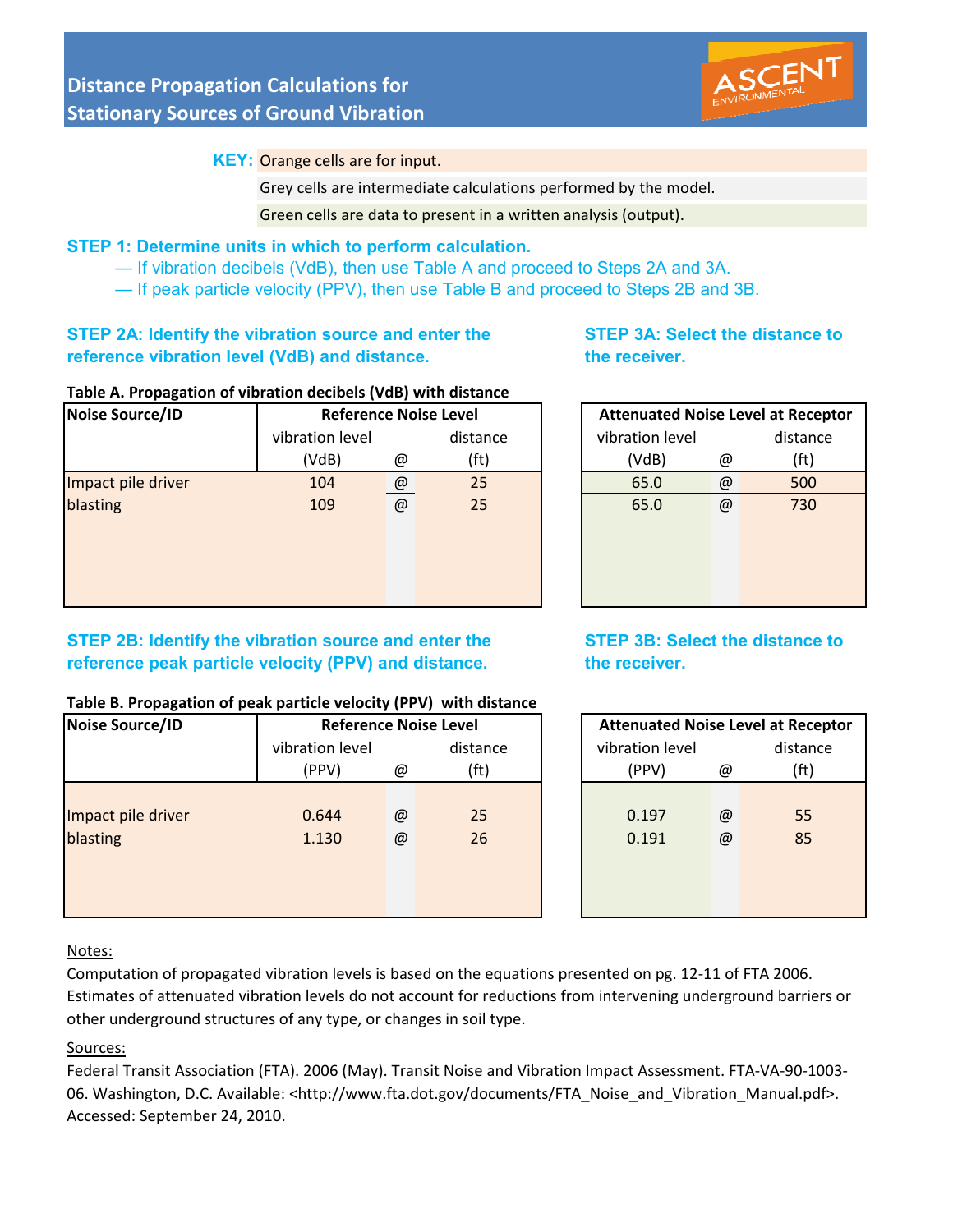# Distance Propagation Calculations for Stationary Sources of Ground Vibration

ASCENT ENVIRONMENTAL

**KEY:** Orange cells are for input.
Grey cells are intermediate calculations performed by the model.
Green cells are data to present in a written analysis (output).

### STEP 1: Determine units in which to perform calculation.

— If vibration decibels (VdB), then use Table A and proceed to Steps 2A and 3A.
— If peak particle velocity (PPV), then use Table B and proceed to Steps 2B and 3B.

### STEP 2A: Identify the vibration source and enter the reference vibration level (VdB) and distance.

### STEP 3A: Select the distance to the receiver.

**Table A. Propagation of vibration decibels (VdB) with distance**

| Noise Source/ID | Reference Noise Level | | | Attenuated Noise Level at Receptor | | |
|---|---|---|---|---|---|---|
| | vibration level (VdB) | @ | distance (ft) | vibration level (VdB) | @ | distance (ft) |
| Impact pile driver | 104 | @ | 25 | 65.0 | @ | 500 |
| blasting | 109 | @ | 25 | 65.0 | @ | 730 |

### STEP 2B: Identify the vibration source and enter the reference peak particle velocity (PPV) and distance.

### STEP 3B: Select the distance to the receiver.

**Table B. Propagation of peak particle velocity (PPV) with distance**

| Noise Source/ID | Reference Noise Level | | | Attenuated Noise Level at Receptor | | |
|---|---|---|---|---|---|---|
| | vibration level (PPV) | @ | distance (ft) | vibration level (PPV) | @ | distance (ft) |
| Impact pile driver | 0.644 | @ | 25 | 0.197 | @ | 55 |
| blasting | 1.130 | @ | 26 | 0.191 | @ | 85 |

Notes:

Computation of propagated vibration levels is based on the equations presented on pg. 12-11 of FTA 2006. Estimates of attenuated vibration levels do not account for reductions from intervening underground barriers or other underground structures of any type, or changes in soil type.

Sources:

Federal Transit Association (FTA). 2006 (May). Transit Noise and Vibration Impact Assessment. FTA-VA-90-1003-06. Washington, D.C. Available: <http://www.fta.dot.gov/documents/FTA_Noise_and_Vibration_Manual.pdf>. Accessed: September 24, 2010.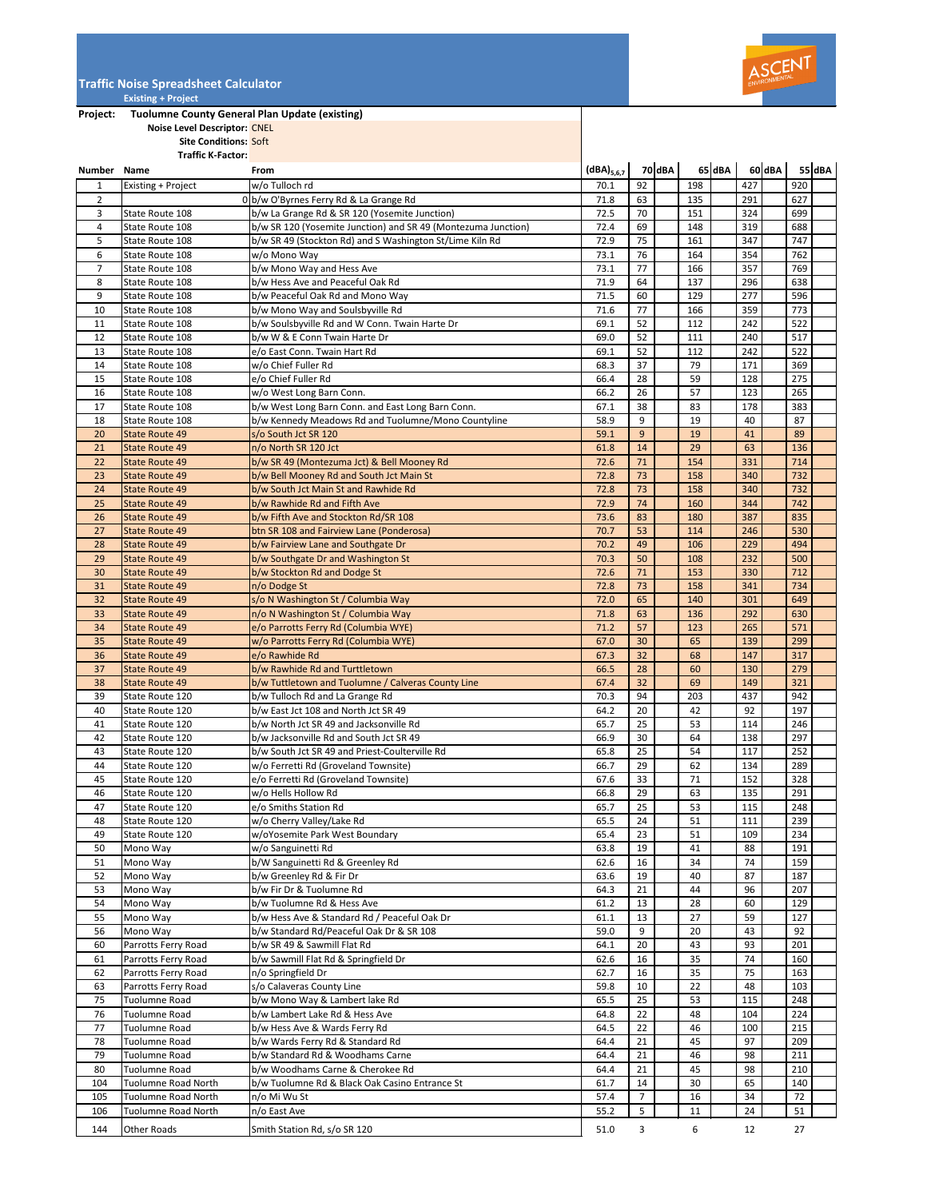# Traffic Noise Spreadsheet Calculator

**Existing + Project**

ASCENT ENVIRONMENTAL

**Project:** Tuolumne County General Plan Update (existing)

**Noise Level Descriptor:** CNEL
**Site Conditions:** Soft
**Traffic K-Factor:**

| Number | Name | From | $(dBA)_{5,6,7}$ | 70 dBA | 65 dBA | 60 dBA | 55 dBA |
|---|---|---|---|---|---|---|---|
| 1 | Existing + Project | w/o Tulloch rd | 70.1 | 92 | 198 | 427 | 920 |
| 2 | 0 | b/w O'Byrnes Ferry Rd & La Grange Rd | 71.8 | 63 | 135 | 291 | 627 |
| 3 | State Route 108 | b/w La Grange Rd & SR 120 (Yosemite Junction) | 72.5 | 70 | 151 | 324 | 699 |
| 4 | State Route 108 | b/w SR 120 (Yosemite Junction) and SR 49 (Montezuma Junction) | 72.4 | 69 | 148 | 319 | 688 |
| 5 | State Route 108 | b/w SR 49 (Stockton Rd) and S Washington St/Lime Kiln Rd | 72.9 | 75 | 161 | 347 | 747 |
| 6 | State Route 108 | w/o Mono Way | 73.1 | 76 | 164 | 354 | 762 |
| 7 | State Route 108 | b/w Mono Way and Hess Ave | 73.1 | 77 | 166 | 357 | 769 |
| 8 | State Route 108 | b/w Hess Ave and Peaceful Oak Rd | 71.9 | 64 | 137 | 296 | 638 |
| 9 | State Route 108 | b/w Peaceful Oak Rd and Mono Way | 71.5 | 60 | 129 | 277 | 596 |
| 10 | State Route 108 | b/w Mono Way and Soulsbyville Rd | 71.6 | 77 | 166 | 359 | 773 |
| 11 | State Route 108 | b/w Soulsbyville Rd and W Conn. Twain Harte Dr | 69.1 | 52 | 112 | 242 | 522 |
| 12 | State Route 108 | b/w W & E Conn Twain Harte Dr | 69.0 | 52 | 111 | 240 | 517 |
| 13 | State Route 108 | e/o East Conn. Twain Hart Rd | 69.1 | 52 | 112 | 242 | 522 |
| 14 | State Route 108 | w/o Chief Fuller Rd | 68.3 | 37 | 79 | 171 | 369 |
| 15 | State Route 108 | e/o Chief Fuller Rd | 66.4 | 28 | 59 | 128 | 275 |
| 16 | State Route 108 | w/o West Long Barn Conn. | 66.2 | 26 | 57 | 123 | 265 |
| 17 | State Route 108 | b/w West Long Barn Conn. and East Long Barn Conn. | 67.1 | 38 | 83 | 178 | 383 |
| 18 | State Route 108 | b/w Kennedy Meadows Rd and Tuolumne/Mono Countyline | 58.9 | 9 | 19 | 40 | 87 |
| 20 | State Route 49 | s/o South Jct SR 120 | 59.1 | 9 | 19 | 41 | 89 |
| 21 | State Route 49 | n/o North SR 120 Jct | 61.8 | 14 | 29 | 63 | 136 |
| 22 | State Route 49 | b/w SR 49 (Montezuma Jct) & Bell Mooney Rd | 72.6 | 71 | 154 | 331 | 714 |
| 23 | State Route 49 | b/w Bell Mooney Rd and South Jct Main St | 72.8 | 73 | 158 | 340 | 732 |
| 24 | State Route 49 | b/w South Jct Main St and Rawhide Rd | 72.8 | 73 | 158 | 340 | 732 |
| 25 | State Route 49 | b/w Rawhide Rd and Fifth Ave | 72.9 | 74 | 160 | 344 | 742 |
| 26 | State Route 49 | b/w Fifth Ave and Stockton Rd/SR 108 | 73.6 | 83 | 180 | 387 | 835 |
| 27 | State Route 49 | btn SR 108 and Fairview Lane (Ponderosa) | 70.7 | 53 | 114 | 246 | 530 |
| 28 | State Route 49 | b/w Fairview Lane and Southgate Dr | 70.2 | 49 | 106 | 229 | 494 |
| 29 | State Route 49 | b/w Southgate Dr and Washington St | 70.3 | 50 | 108 | 232 | 500 |
| 30 | State Route 49 | b/w Stockton Rd and Dodge St | 72.6 | 71 | 153 | 330 | 712 |
| 31 | State Route 49 | n/o Dodge St | 72.8 | 73 | 158 | 341 | 734 |
| 32 | State Route 49 | s/o N Washington St / Columbia Way | 72.0 | 65 | 140 | 301 | 649 |
| 33 | State Route 49 | n/o N Washington St / Columbia Way | 71.8 | 63 | 136 | 292 | 630 |
| 34 | State Route 49 | e/o Parrotts Ferry Rd (Columbia WYE) | 71.2 | 57 | 123 | 265 | 571 |
| 35 | State Route 49 | w/o Parrotts Ferry Rd (Columbia WYE) | 67.0 | 30 | 65 | 139 | 299 |
| 36 | State Route 49 | e/o Rawhide Rd | 67.3 | 32 | 68 | 147 | 317 |
| 37 | State Route 49 | b/w Rawhide Rd and Turttletown | 66.5 | 28 | 60 | 130 | 279 |
| 38 | State Route 49 | b/w Tuttletown and Tuolumne / Calveras County Line | 67.4 | 32 | 69 | 149 | 321 |
| 39 | State Route 120 | b/w Tulloch Rd and La Grange Rd | 70.3 | 94 | 203 | 437 | 942 |
| 40 | State Route 120 | b/w East Jct 108 and North Jct SR 49 | 64.2 | 20 | 42 | 92 | 197 |
| 41 | State Route 120 | b/w North Jct SR 49 and Jacksonville Rd | 65.7 | 25 | 53 | 114 | 246 |
| 42 | State Route 120 | b/w Jacksonville Rd and South Jct SR 49 | 66.9 | 30 | 64 | 138 | 297 |
| 43 | State Route 120 | b/w South Jct SR 49 and Priest-Coulterville Rd | 65.8 | 25 | 54 | 117 | 252 |
| 44 | State Route 120 | w/o Ferretti Rd (Groveland Townsite) | 66.7 | 29 | 62 | 134 | 289 |
| 45 | State Route 120 | e/o Ferretti Rd (Groveland Townsite) | 67.6 | 33 | 71 | 152 | 328 |
| 46 | State Route 120 | w/o Hells Hollow Rd | 66.8 | 29 | 63 | 135 | 291 |
| 47 | State Route 120 | e/o Smiths Station Rd | 65.7 | 25 | 53 | 115 | 248 |
| 48 | State Route 120 | w/o Cherry Valley/Lake Rd | 65.5 | 24 | 51 | 111 | 239 |
| 49 | State Route 120 | w/oYosemite Park West Boundary | 65.4 | 23 | 51 | 109 | 234 |
| 50 | Mono Way | w/o Sanguinetti Rd | 63.8 | 19 | 41 | 88 | 191 |
| 51 | Mono Way | b/W Sanguinetti Rd & Greenley Rd | 62.6 | 16 | 34 | 74 | 159 |
| 52 | Mono Way | b/w Greenley Rd & Fir Dr | 63.6 | 19 | 40 | 87 | 187 |
| 53 | Mono Way | b/w Fir Dr & Tuolumne Rd | 64.3 | 21 | 44 | 96 | 207 |
| 54 | Mono Way | b/w Tuolumne Rd & Hess Ave | 61.2 | 13 | 28 | 60 | 129 |
| 55 | Mono Way | b/w Hess Ave & Standard Rd / Peaceful Oak Dr | 61.1 | 13 | 27 | 59 | 127 |
| 56 | Mono Way | b/w Standard Rd/Peaceful Oak Dr & SR 108 | 59.0 | 9 | 20 | 43 | 92 |
| 60 | Parrotts Ferry Road | b/w SR 49 & Sawmill Flat Rd | 64.1 | 20 | 43 | 93 | 201 |
| 61 | Parrotts Ferry Road | b/w Sawmill Flat Rd & Springfield Dr | 62.6 | 16 | 35 | 74 | 160 |
| 62 | Parrotts Ferry Road | n/o Springfield Dr | 62.7 | 16 | 35 | 75 | 163 |
| 63 | Parrotts Ferry Road | s/o Calaveras County Line | 59.8 | 10 | 22 | 48 | 103 |
| 75 | Tuolumne Road | b/w Mono Way & Lambert lake Rd | 65.5 | 25 | 53 | 115 | 248 |
| 76 | Tuolumne Road | b/w Lambert Lake Rd & Hess Ave | 64.8 | 22 | 48 | 104 | 224 |
| 77 | Tuolumne Road | b/w Hess Ave & Wards Ferry Rd | 64.5 | 22 | 46 | 100 | 215 |
| 78 | Tuolumne Road | b/w Wards Ferry Rd & Standard Rd | 64.4 | 21 | 45 | 97 | 209 |
| 79 | Tuolumne Road | b/w Standard Rd & Woodhams Carne | 64.4 | 21 | 46 | 98 | 211 |
| 80 | Tuolumne Road | b/w Woodhams Carne & Cherokee Rd | 64.4 | 21 | 45 | 98 | 210 |
| 104 | Tuolumne Road North | b/w Tuolumne Rd & Black Oak Casino Entrance St | 61.7 | 14 | 30 | 65 | 140 |
| 105 | Tuolumne Road North | n/o Mi Wu St | 57.4 | 7 | 16 | 34 | 72 |
| 106 | Tuolumne Road North | n/o East Ave | 55.2 | 5 | 11 | 24 | 51 |
| 144 | Other Roads | Smith Station Rd, s/o SR 120 | 51.0 | 3 | 6 | 12 | 27 |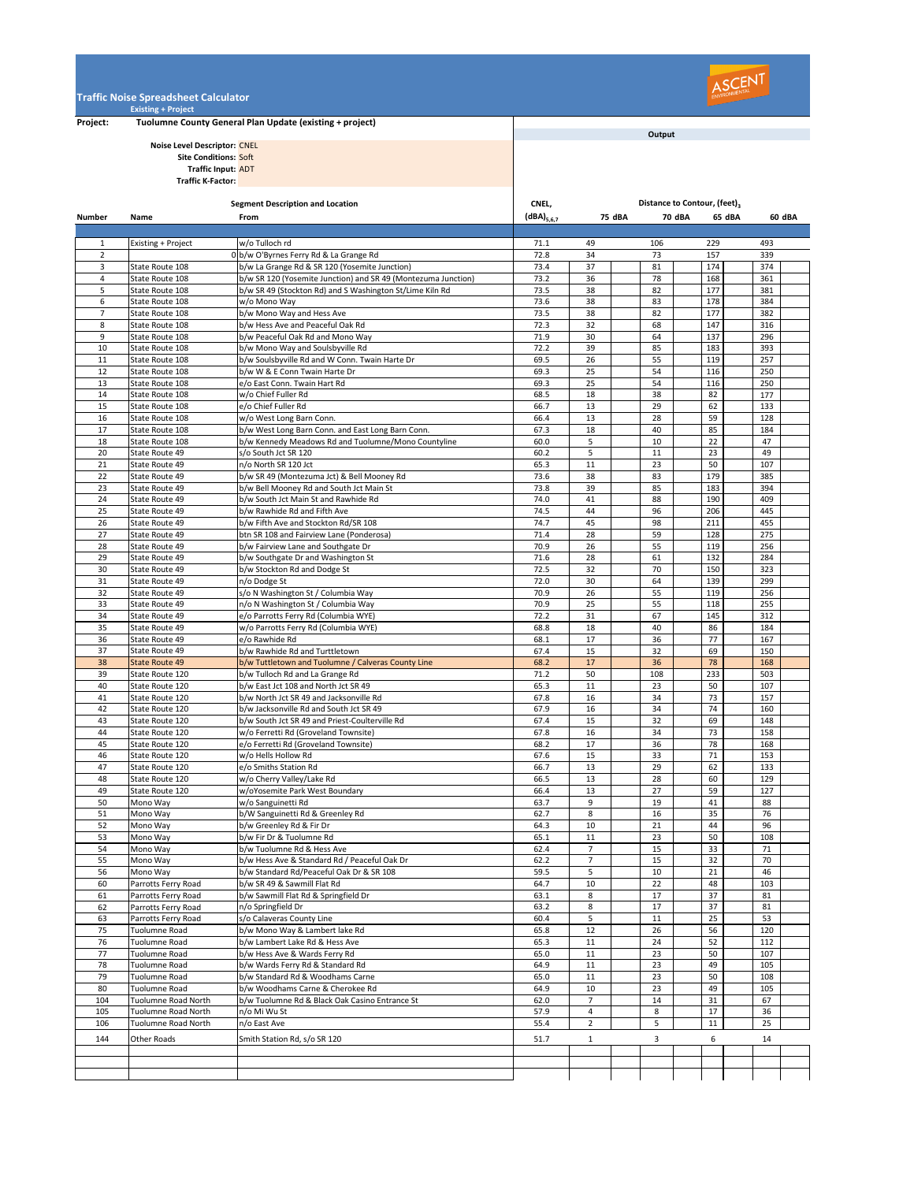# Traffic Noise Spreadsheet Calculator

**Existing + Project**

**Project:** Tuolumne County General Plan Update (existing + project)

**Noise Level Descriptor:** CNEL
**Site Conditions:** Soft
**Traffic Input:** ADT
**Traffic K-Factor:**

**Output**

| Number | Segment Description and Location: Name | From | CNEL, $(dBA)_{5,6,7}$ | Distance to Contour, $(feet)_3$: 75 dBA | 70 dBA | 65 dBA | 60 dBA |
|---|---|---|---|---|---|---|---|
| 1 | Existing + Project | w/o Tulloch rd | 71.1 | 49 | 106 | 229 | 493 |
| 2 | 0 | b/w O'Byrnes Ferry Rd & La Grange Rd | 72.8 | 34 | 73 | 157 | 339 |
| 3 | State Route 108 | b/w La Grange Rd & SR 120 (Yosemite Junction) | 73.4 | 37 | 81 | 174 | 374 |
| 4 | State Route 108 | b/w SR 120 (Yosemite Junction) and SR 49 (Montezuma Junction) | 73.2 | 36 | 78 | 168 | 361 |
| 5 | State Route 108 | b/w SR 49 (Stockton Rd) and S Washington St/Lime Kiln Rd | 73.5 | 38 | 82 | 177 | 381 |
| 6 | State Route 108 | w/o Mono Way | 73.6 | 38 | 83 | 178 | 384 |
| 7 | State Route 108 | b/w Mono Way and Hess Ave | 73.5 | 38 | 82 | 177 | 382 |
| 8 | State Route 108 | b/w Hess Ave and Peaceful Oak Rd | 72.3 | 32 | 68 | 147 | 316 |
| 9 | State Route 108 | b/w Peaceful Oak Rd and Mono Way | 71.9 | 30 | 64 | 137 | 296 |
| 10 | State Route 108 | b/w Mono Way and Soulsbyville Rd | 72.2 | 39 | 85 | 183 | 393 |
| 11 | State Route 108 | b/w Soulsbyville Rd and W Conn. Twain Harte Dr | 69.5 | 26 | 55 | 119 | 257 |
| 12 | State Route 108 | b/w W & E Conn Twain Harte Dr | 69.3 | 25 | 54 | 116 | 250 |
| 13 | State Route 108 | e/o East Conn. Twain Hart Rd | 69.3 | 25 | 54 | 116 | 250 |
| 14 | State Route 108 | w/o Chief Fuller Rd | 68.5 | 18 | 38 | 82 | 177 |
| 15 | State Route 108 | e/o Chief Fuller Rd | 66.7 | 13 | 29 | 62 | 133 |
| 16 | State Route 108 | w/o West Long Barn Conn. | 66.4 | 13 | 28 | 59 | 128 |
| 17 | State Route 108 | b/w West Long Barn Conn. and East Long Barn Conn. | 67.3 | 18 | 40 | 85 | 184 |
| 18 | State Route 108 | b/w Kennedy Meadows Rd and Tuolumne/Mono Countyline | 60.0 | 5 | 10 | 22 | 47 |
| 20 | State Route 49 | s/o South Jct SR 120 | 60.2 | 5 | 11 | 23 | 49 |
| 21 | State Route 49 | n/o North SR 120 Jct | 65.3 | 11 | 23 | 50 | 107 |
| 22 | State Route 49 | b/w SR 49 (Montezuma Jct) & Bell Mooney Rd | 73.6 | 38 | 83 | 179 | 385 |
| 23 | State Route 49 | b/w Bell Mooney Rd and South Jct Main St | 73.8 | 39 | 85 | 183 | 394 |
| 24 | State Route 49 | b/w South Jct Main St and Rawhide Rd | 74.0 | 41 | 88 | 190 | 409 |
| 25 | State Route 49 | b/w Rawhide Rd and Fifth Ave | 74.5 | 44 | 96 | 206 | 445 |
| 26 | State Route 49 | b/w Fifth Ave and Stockton Rd/SR 108 | 74.7 | 45 | 98 | 211 | 455 |
| 27 | State Route 49 | btn SR 108 and Fairview Lane (Ponderosa) | 71.4 | 28 | 59 | 128 | 275 |
| 28 | State Route 49 | b/w Fairview Lane and Southgate Dr | 70.9 | 26 | 55 | 119 | 256 |
| 29 | State Route 49 | b/w Southgate Dr and Washington St | 71.6 | 28 | 61 | 132 | 284 |
| 30 | State Route 49 | b/w Stockton Rd and Dodge St | 72.5 | 32 | 70 | 150 | 323 |
| 31 | State Route 49 | n/o Dodge St | 72.0 | 30 | 64 | 139 | 299 |
| 32 | State Route 49 | s/o N Washington St / Columbia Way | 70.9 | 26 | 55 | 119 | 256 |
| 33 | State Route 49 | n/o N Washington St / Columbia Way | 70.9 | 25 | 55 | 118 | 255 |
| 34 | State Route 49 | e/o Parrotts Ferry Rd (Columbia WYE) | 72.2 | 31 | 67 | 145 | 312 |
| 35 | State Route 49 | w/o Parrotts Ferry Rd (Columbia WYE) | 68.8 | 18 | 40 | 86 | 184 |
| 36 | State Route 49 | e/o Rawhide Rd | 68.1 | 17 | 36 | 77 | 167 |
| 37 | State Route 49 | b/w Rawhide Rd and Turttletown | 67.4 | 15 | 32 | 69 | 150 |
| 38 | State Route 49 | b/w Tuttletown and Tuolumne / Calveras County Line | 68.2 | 17 | 36 | 78 | 168 |
| 39 | State Route 120 | b/w Tulloch Rd and La Grange Rd | 71.2 | 50 | 108 | 233 | 503 |
| 40 | State Route 120 | b/w East Jct 108 and North Jct SR 49 | 65.3 | 11 | 23 | 50 | 107 |
| 41 | State Route 120 | b/w North Jct SR 49 and Jacksonville Rd | 67.8 | 16 | 34 | 73 | 157 |
| 42 | State Route 120 | b/w Jacksonville Rd and South Jct SR 49 | 67.9 | 16 | 34 | 74 | 160 |
| 43 | State Route 120 | b/w South Jct SR 49 and Priest-Coulterville Rd | 67.4 | 15 | 32 | 69 | 148 |
| 44 | State Route 120 | w/o Ferretti Rd (Groveland Townsite) | 67.8 | 16 | 34 | 73 | 158 |
| 45 | State Route 120 | e/o Ferretti Rd (Groveland Townsite) | 68.2 | 17 | 36 | 78 | 168 |
| 46 | State Route 120 | w/o Hells Hollow Rd | 67.6 | 15 | 33 | 71 | 153 |
| 47 | State Route 120 | e/o Smiths Station Rd | 66.7 | 13 | 29 | 62 | 133 |
| 48 | State Route 120 | w/o Cherry Valley/Lake Rd | 66.5 | 13 | 28 | 60 | 129 |
| 49 | State Route 120 | w/oYosemite Park West Boundary | 66.4 | 13 | 27 | 59 | 127 |
| 50 | Mono Way | w/o Sanguinetti Rd | 63.7 | 9 | 19 | 41 | 88 |
| 51 | Mono Way | b/W Sanguinetti Rd & Greenley Rd | 62.7 | 8 | 16 | 35 | 76 |
| 52 | Mono Way | b/w Greenley Rd & Fir Dr | 64.3 | 10 | 21 | 44 | 96 |
| 53 | Mono Way | b/w Fir Dr & Tuolumne Rd | 65.1 | 11 | 23 | 50 | 108 |
| 54 | Mono Way | b/w Tuolumne Rd & Hess Ave | 62.4 | 7 | 15 | 33 | 71 |
| 55 | Mono Way | b/w Hess Ave & Standard Rd / Peaceful Oak Dr | 62.2 | 7 | 15 | 32 | 70 |
| 56 | Mono Way | b/w Standard Rd/Peaceful Oak Dr & SR 108 | 59.5 | 5 | 10 | 21 | 46 |
| 60 | Parrotts Ferry Road | b/w SR 49 & Sawmill Flat Rd | 64.7 | 10 | 22 | 48 | 103 |
| 61 | Parrotts Ferry Road | b/w Sawmill Flat Rd & Springfield Dr | 63.1 | 8 | 17 | 37 | 81 |
| 62 | Parrotts Ferry Road | n/o Springfield Dr | 63.2 | 8 | 17 | 37 | 81 |
| 63 | Parrotts Ferry Road | s/o Calaveras County Line | 60.4 | 5 | 11 | 25 | 53 |
| 75 | Tuolumne Road | b/w Mono Way & Lambert lake Rd | 65.8 | 12 | 26 | 56 | 120 |
| 76 | Tuolumne Road | b/w Lambert Lake Rd & Hess Ave | 65.3 | 11 | 24 | 52 | 112 |
| 77 | Tuolumne Road | b/w Hess Ave & Wards Ferry Rd | 65.0 | 11 | 23 | 50 | 107 |
| 78 | Tuolumne Road | b/w Wards Ferry Rd & Standard Rd | 64.9 | 11 | 23 | 49 | 105 |
| 79 | Tuolumne Road | b/w Standard Rd & Woodhams Carne | 65.0 | 11 | 23 | 50 | 108 |
| 80 | Tuolumne Road | b/w Woodhams Carne & Cherokee Rd | 64.9 | 10 | 23 | 49 | 105 |
| 104 | Tuolumne Road North | b/w Tuolumne Rd & Black Oak Casino Entrance St | 62.0 | 7 | 14 | 31 | 67 |
| 105 | Tuolumne Road North | n/o Mi Wu St | 57.9 | 4 | 8 | 17 | 36 |
| 106 | Tuolumne Road North | n/o East Ave | 55.4 | 2 | 5 | 11 | 25 |
| 144 | Other Roads | Smith Station Rd, s/o SR 120 | 51.7 | 1 | 3 | 6 | 14 |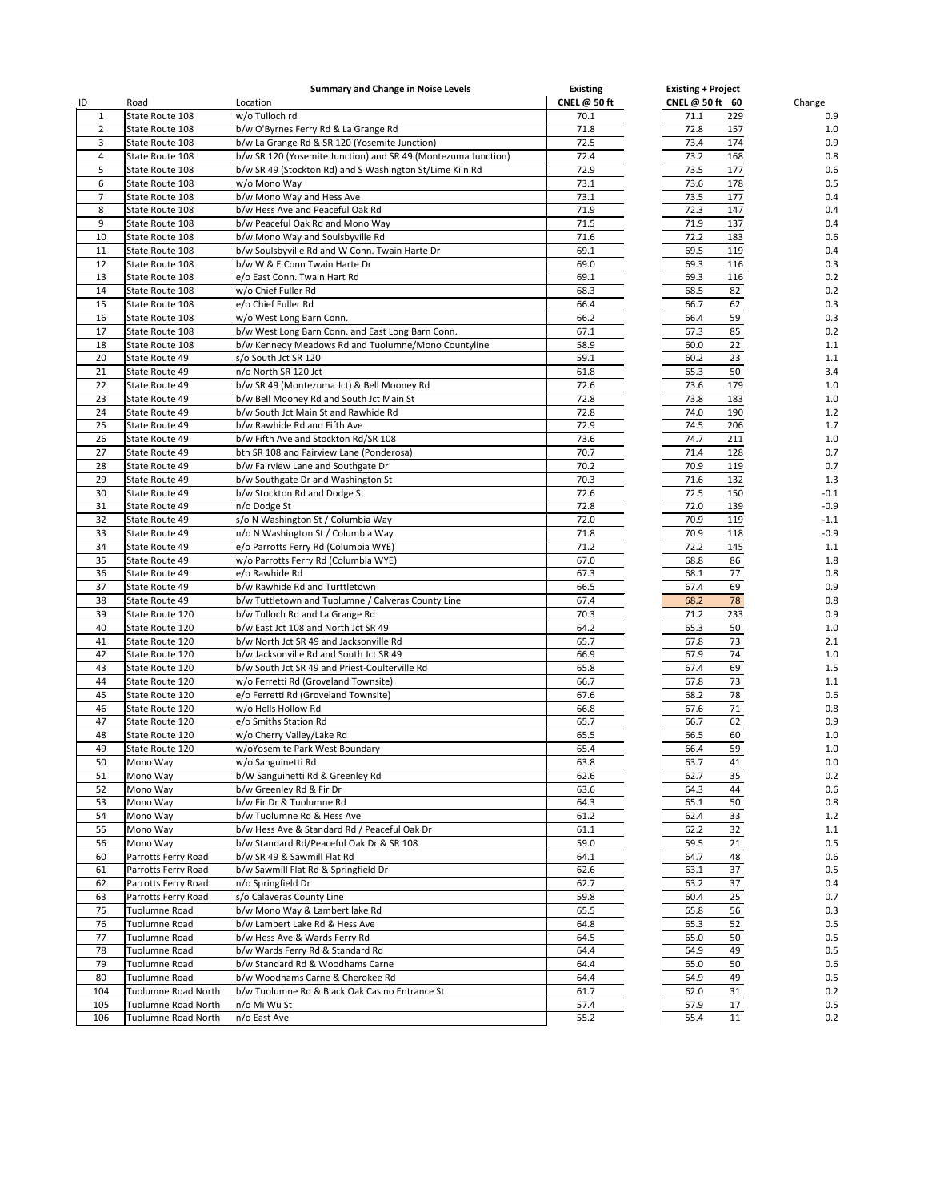| ID | Road | Summary and Change in Noise Levels<br>Location | Existing<br>CNEL @ 50 ft | Existing + Project<br>CNEL @ 50 ft | 60 | Change |
|---|---|---|---|---|---|---|
| 1 | State Route 108 | w/o Tulloch rd | 70.1 | 71.1 | 229 | 0.9 |
| 2 | State Route 108 | b/w O'Byrnes Ferry Rd & La Grange Rd | 71.8 | 72.8 | 157 | 1.0 |
| 3 | State Route 108 | b/w La Grange Rd & SR 120 (Yosemite Junction) | 72.5 | 73.4 | 174 | 0.9 |
| 4 | State Route 108 | b/w SR 120 (Yosemite Junction) and SR 49 (Montezuma Junction) | 72.4 | 73.2 | 168 | 0.8 |
| 5 | State Route 108 | b/w SR 49 (Stockton Rd) and S Washington St/Lime Kiln Rd | 72.9 | 73.5 | 177 | 0.6 |
| 6 | State Route 108 | w/o Mono Way | 73.1 | 73.6 | 178 | 0.5 |
| 7 | State Route 108 | b/w Mono Way and Hess Ave | 73.1 | 73.5 | 177 | 0.4 |
| 8 | State Route 108 | b/w Hess Ave and Peaceful Oak Rd | 71.9 | 72.3 | 147 | 0.4 |
| 9 | State Route 108 | b/w Peaceful Oak Rd and Mono Way | 71.5 | 71.9 | 137 | 0.4 |
| 10 | State Route 108 | b/w Mono Way and Soulsbyville Rd | 71.6 | 72.2 | 183 | 0.6 |
| 11 | State Route 108 | b/w Soulsbyville Rd and W Conn. Twain Harte Dr | 69.1 | 69.5 | 119 | 0.4 |
| 12 | State Route 108 | b/w W & E Conn Twain Harte Dr | 69.0 | 69.3 | 116 | 0.3 |
| 13 | State Route 108 | e/o East Conn. Twain Hart Rd | 69.1 | 69.3 | 116 | 0.2 |
| 14 | State Route 108 | w/o Chief Fuller Rd | 68.3 | 68.5 | 82 | 0.2 |
| 15 | State Route 108 | e/o Chief Fuller Rd | 66.4 | 66.7 | 62 | 0.3 |
| 16 | State Route 108 | w/o West Long Barn Conn. | 66.2 | 66.4 | 59 | 0.3 |
| 17 | State Route 108 | b/w West Long Barn Conn. and East Long Barn Conn. | 67.1 | 67.3 | 85 | 0.2 |
| 18 | State Route 108 | b/w Kennedy Meadows Rd and Tuolumne/Mono Countyline | 58.9 | 60.0 | 22 | 1.1 |
| 20 | State Route 49 | s/o South Jct SR 120 | 59.1 | 60.2 | 23 | 1.1 |
| 21 | State Route 49 | n/o North SR 120 Jct | 61.8 | 65.3 | 50 | 3.4 |
| 22 | State Route 49 | b/w SR 49 (Montezuma Jct) & Bell Mooney Rd | 72.6 | 73.6 | 179 | 1.0 |
| 23 | State Route 49 | b/w Bell Mooney Rd and South Jct Main St | 72.8 | 73.8 | 183 | 1.0 |
| 24 | State Route 49 | b/w South Jct Main St and Rawhide Rd | 72.8 | 74.0 | 190 | 1.2 |
| 25 | State Route 49 | b/w Rawhide Rd and Fifth Ave | 72.9 | 74.5 | 206 | 1.7 |
| 26 | State Route 49 | b/w Fifth Ave and Stockton Rd/SR 108 | 73.6 | 74.7 | 211 | 1.0 |
| 27 | State Route 49 | btn SR 108 and Fairview Lane (Ponderosa) | 70.7 | 71.4 | 128 | 0.7 |
| 28 | State Route 49 | b/w Fairview Lane and Southgate Dr | 70.2 | 70.9 | 119 | 0.7 |
| 29 | State Route 49 | b/w Southgate Dr and Washington St | 70.3 | 71.6 | 132 | 1.3 |
| 30 | State Route 49 | b/w Stockton Rd and Dodge St | 72.6 | 72.5 | 150 | -0.1 |
| 31 | State Route 49 | n/o Dodge St | 72.8 | 72.0 | 139 | -0.9 |
| 32 | State Route 49 | s/o N Washington St / Columbia Way | 72.0 | 70.9 | 119 | -1.1 |
| 33 | State Route 49 | n/o N Washington St / Columbia Way | 71.8 | 70.9 | 118 | -0.9 |
| 34 | State Route 49 | e/o Parrotts Ferry Rd (Columbia WYE) | 71.2 | 72.2 | 145 | 1.1 |
| 35 | State Route 49 | w/o Parrotts Ferry Rd (Columbia WYE) | 67.0 | 68.8 | 86 | 1.8 |
| 36 | State Route 49 | e/o Rawhide Rd | 67.3 | 68.1 | 77 | 0.8 |
| 37 | State Route 49 | b/w Rawhide Rd and Turltletown | 66.5 | 67.4 | 69 | 0.9 |
| 38 | State Route 49 | b/w Tuttletown and Tuolumne / Calveras County Line | 67.4 | 68.2 | 78 | 0.8 |
| 39 | State Route 120 | b/w Tulloch Rd and La Grange Rd | 70.3 | 71.2 | 233 | 0.9 |
| 40 | State Route 120 | b/w East Jct 108 and North Jct SR 49 | 64.2 | 65.3 | 50 | 1.0 |
| 41 | State Route 120 | b/w North Jct SR 49 and Jacksonville Rd | 65.7 | 67.8 | 73 | 2.1 |
| 42 | State Route 120 | b/w Jacksonville Rd and South Jct SR 49 | 66.9 | 67.9 | 74 | 1.0 |
| 43 | State Route 120 | b/w South Jct SR 49 and Priest-Coulterville Rd | 65.8 | 67.4 | 69 | 1.5 |
| 44 | State Route 120 | w/o Ferretti Rd (Groveland Townsite) | 66.7 | 67.8 | 73 | 1.1 |
| 45 | State Route 120 | e/o Ferretti Rd (Groveland Townsite) | 67.6 | 68.2 | 78 | 0.6 |
| 46 | State Route 120 | w/o Hells Hollow Rd | 66.8 | 67.6 | 71 | 0.8 |
| 47 | State Route 120 | e/o Smiths Station Rd | 65.7 | 66.7 | 62 | 0.9 |
| 48 | State Route 120 | w/o Cherry Valley/Lake Rd | 65.5 | 66.5 | 60 | 1.0 |
| 49 | State Route 120 | w/oYosemite Park West Boundary | 65.4 | 66.4 | 59 | 1.0 |
| 50 | Mono Way | w/o Sanguinetti Rd | 63.8 | 63.7 | 41 | 0.0 |
| 51 | Mono Way | b/W Sanguinetti Rd & Greenley Rd | 62.6 | 62.7 | 35 | 0.2 |
| 52 | Mono Way | b/w Greenley Rd & Fir Dr | 63.6 | 64.3 | 44 | 0.6 |
| 53 | Mono Way | b/w Fir Dr & Tuolumne Rd | 64.3 | 65.1 | 50 | 0.8 |
| 54 | Mono Way | b/w Tuolumne Rd & Hess Ave | 61.2 | 62.4 | 33 | 1.2 |
| 55 | Mono Way | b/w Hess Ave & Standard Rd / Peaceful Oak Dr | 61.1 | 62.2 | 32 | 1.1 |
| 56 | Mono Way | b/w Standard Rd/Peaceful Oak Dr & SR 108 | 59.0 | 59.5 | 21 | 0.5 |
| 60 | Parrotts Ferry Road | b/w SR 49 & Sawmill Flat Rd | 64.1 | 64.7 | 48 | 0.6 |
| 61 | Parrotts Ferry Road | b/w Sawmill Flat Rd & Springfield Dr | 62.6 | 63.1 | 37 | 0.5 |
| 62 | Parrotts Ferry Road | n/o Springfield Dr | 62.7 | 63.2 | 37 | 0.4 |
| 63 | Parrotts Ferry Road | s/o Calaveras County Line | 59.8 | 60.4 | 25 | 0.7 |
| 75 | Tuolumne Road | b/w Mono Way & Lambert lake Rd | 65.5 | 65.8 | 56 | 0.3 |
| 76 | Tuolumne Road | b/w Lambert Lake Rd & Hess Ave | 64.8 | 65.3 | 52 | 0.5 |
| 77 | Tuolumne Road | b/w Hess Ave & Wards Ferry Rd | 64.5 | 65.0 | 50 | 0.5 |
| 78 | Tuolumne Road | b/w Wards Ferry Rd & Standard Rd | 64.4 | 64.9 | 49 | 0.5 |
| 79 | Tuolumne Road | b/w Standard Rd & Woodhams Carne | 64.4 | 65.0 | 50 | 0.6 |
| 80 | Tuolumne Road | b/w Woodhams Carne & Cherokee Rd | 64.4 | 64.9 | 49 | 0.5 |
| 104 | Tuolumne Road North | b/w Tuolumne Rd & Black Oak Casino Entrance St | 61.7 | 62.0 | 31 | 0.2 |
| 105 | Tuolumne Road North | n/o Mi Wu St | 57.4 | 57.9 | 17 | 0.5 |
| 106 | Tuolumne Road North | n/o East Ave | 55.2 | 55.4 | 11 | 0.2 |